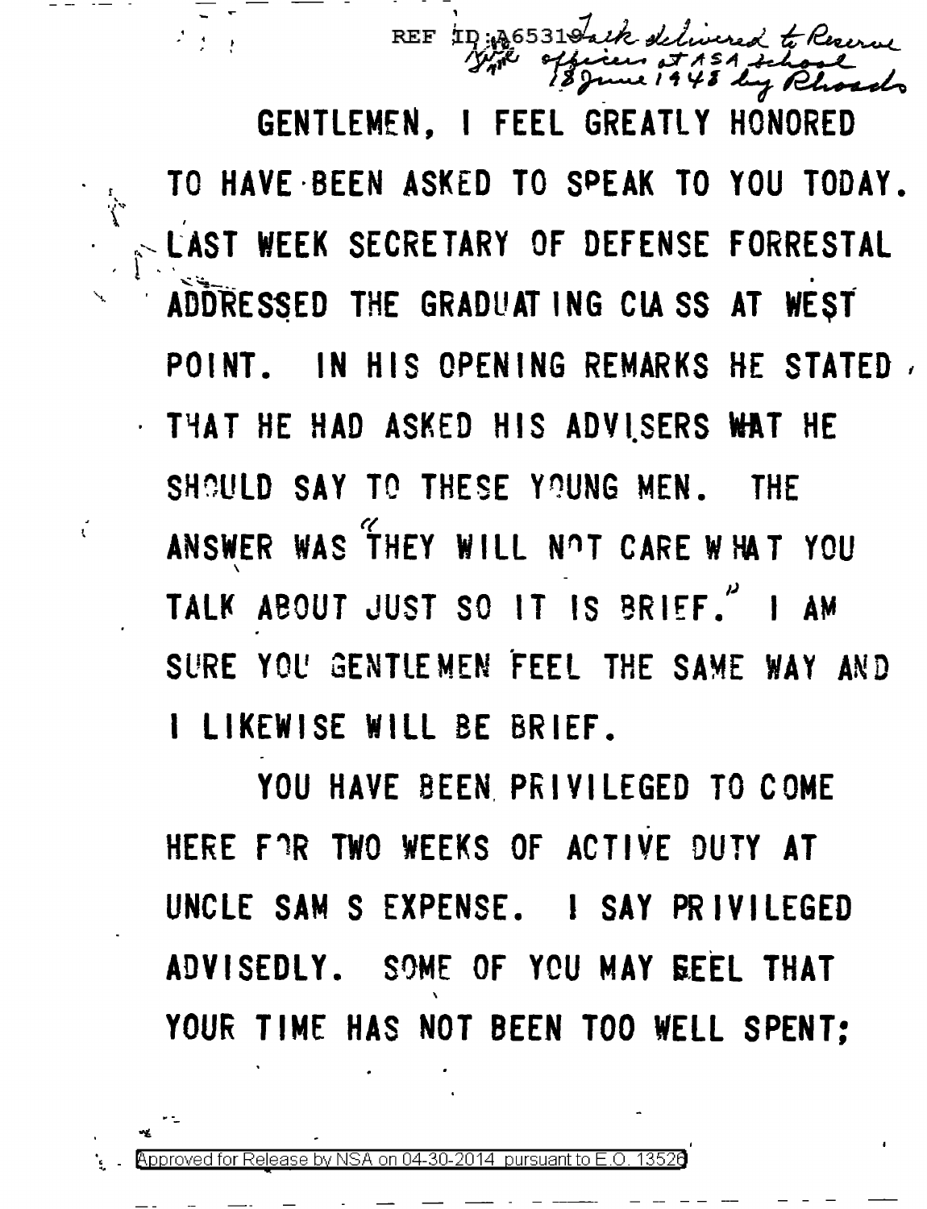REF ID:A65319 Talk delivered to Reserve Officers at ASA School 18 June 1948 by Rhoads

GENTLEMEN, I FEEL GREATLY HONORED TO HAVE BEEN ASKED TO SPEAK TO YOU TODAY. LAST WEEK SECRETARY OF DEFENSE FORRESTAL ADDRESSED THE GRADUATING CLASS AT WEST POINT. IN HIS OPENING REMARKS HE STATED THAT HE HAD ASKED HIS ADVISERS WHAT HE SHOULD SAY TO THESE YOUNG MEN. THE ANSWER WAS "THEY WILL NOT CARE WHAT YOU TALK ABOUT JUST SO IT IS BRIEF." I AM SURE YOU GENTLEMEN FEEL THE SAME WAY AND I LIKEWISE WILL BE BRIEF.

YOU HAVE BEEN PRIVILEGED TO COME HERE FOR TWO WEEKS OF ACTIVE DUTY AT UNCLE SAM S EXPENSE. I SAY PRIVILEGED ADVISEDLY. SOME OF YOU MAY FEEL THAT YOUR TIME HAS NOT BEEN TOO WELL SPENT;

Approved for Release by NSA on 04-30-2014 pursuant to E.O. 13526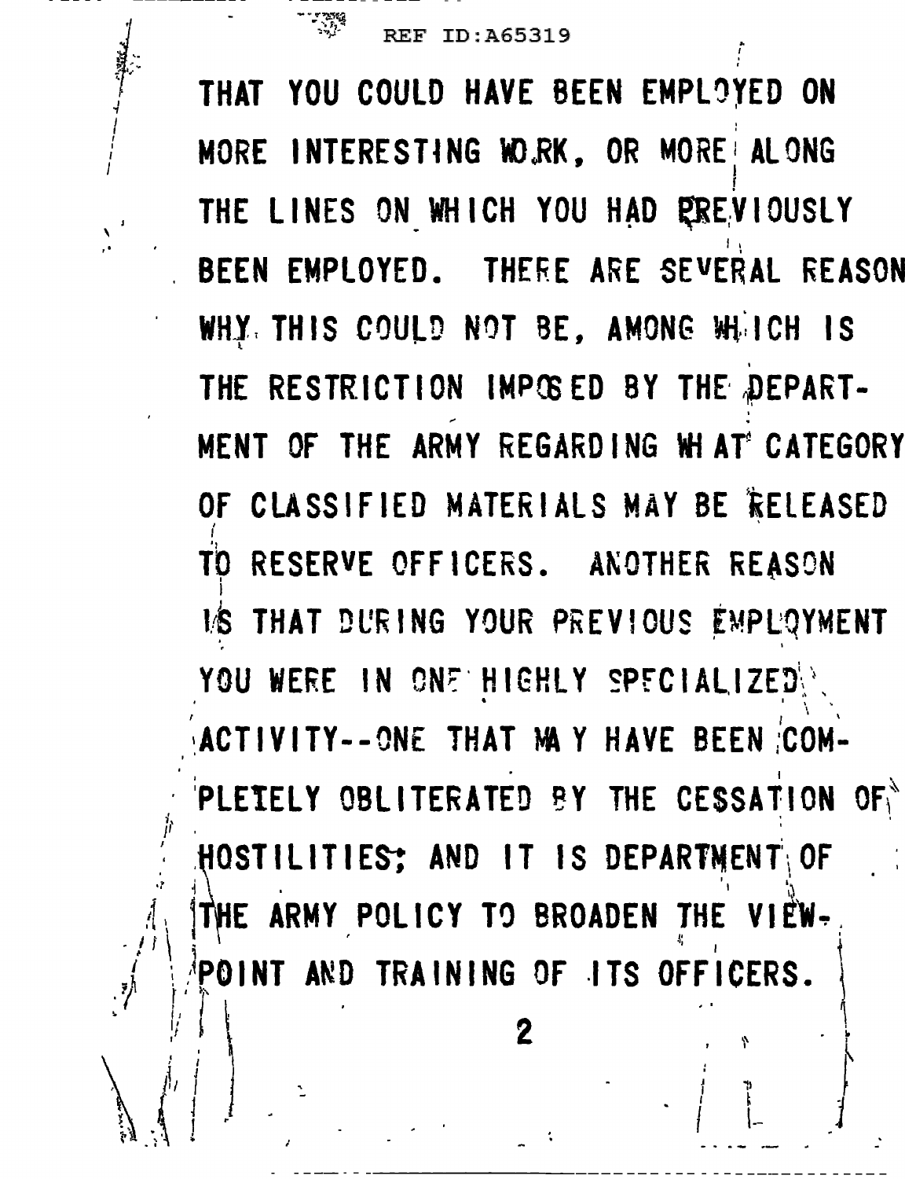THAT YOU COULD HAVE BEEN EMPLOYED ON MORE INTERESTING WORK, OR MORE ALONG THE LINES ON WHICH YOU HAD PREVIOUSLY BEEN EMPLOYED. THERE ARE SEVERAL REASON WHY THIS COULD NOT BE, AMONG WHICH IS THE RESTRICTION IMPOSED BY THE DEPARTMENT OF THE ARMY REGARDING WHAT CATEGORY OF CLASSIFIED MATERIALS MAY BE RELEASED TO RESERVE OFFICERS. ANOTHER REASON IS THAT DURING YOUR PREVIOUS EMPLOYMENT YOU WERE IN ONE HIGHLY SPECIALIZED ACTIVITY--ONE THAT MAY HAVE BEEN COMPLETELY OBLITERATED BY THE CESSATION OF HOSTILITIES; AND IT IS DEPARTMENT OF THE ARMY POLICY TO BROADEN THE VIEWPOINT AND TRAINING OF ITS OFFICERS.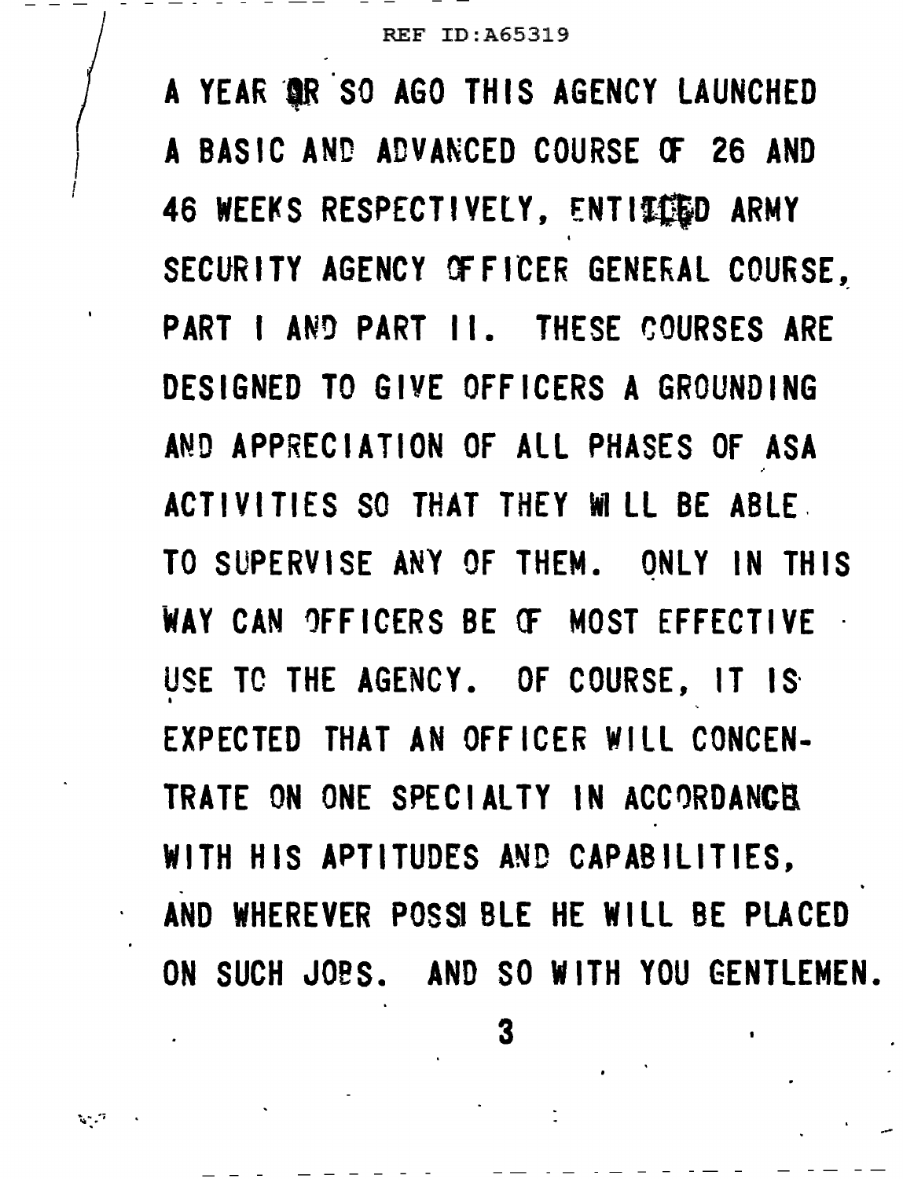A YEAR OR SO AGO THIS AGENCY LAUNCHED A BASIC AND ADVANCED COURSE OF 26 AND 46 WEEKS RESPECTIVELY, ENTITLED ARMY SECURITY AGENCY OFFICER GENERAL COURSE, PART I AND PART II. THESE COURSES ARE DESIGNED TO GIVE OFFICERS A GROUNDING AND APPRECIATION OF ALL PHASES OF ASA ACTIVITIES SO THAT THEY WILL BE ABLE TO SUPERVISE ANY OF THEM. ONLY IN THIS WAY CAN OFFICERS BE OF MOST EFFECTIVE USE TO THE AGENCY. OF COURSE, IT IS EXPECTED THAT AN OFFICER WILL CONCENTRATE ON ONE SPECIALTY IN ACCORDANCE WITH HIS APTITUDES AND CAPABILITIES, AND WHEREVER POSSIBLE HE WILL BE PLACED ON SUCH JOBS. AND SO WITH YOU GENTLEMEN.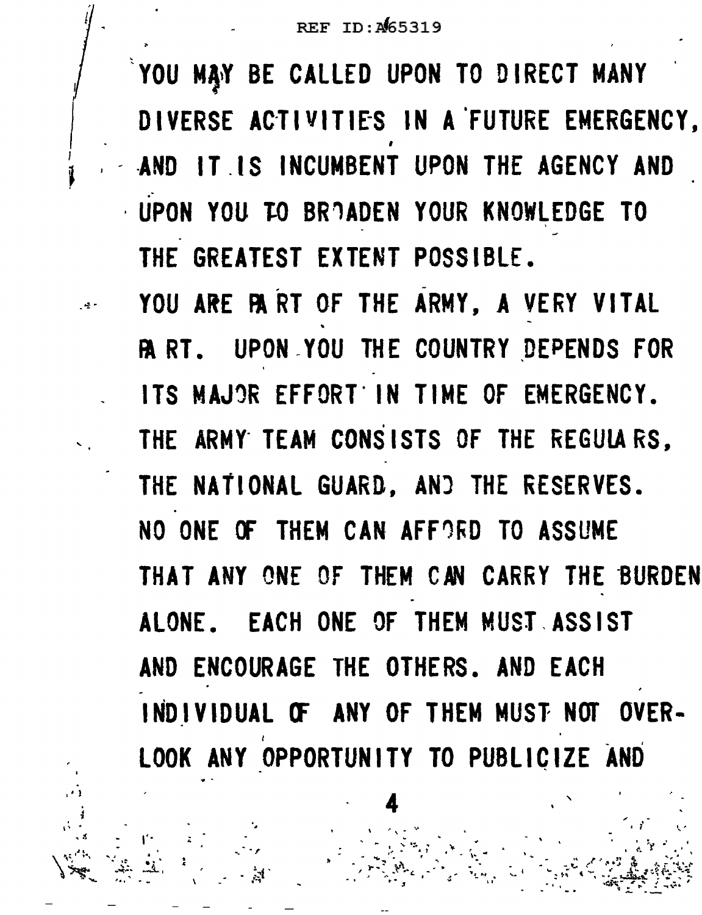YOU MAY BE CALLED UPON TO DIRECT MANY DIVERSE ACTIVITIES IN A FUTURE EMERGENCY, AND IT IS INCUMBENT UPON THE AGENCY AND UPON YOU TO BROADEN YOUR KNOWLEDGE TO THE GREATEST EXTENT POSSIBLE.

YOU ARE PART OF THE ARMY, A VERY VITAL PART. UPON YOU THE COUNTRY DEPENDS FOR ITS MAJOR EFFORT IN TIME OF EMERGENCY. THE ARMY TEAM CONSISTS OF THE REGULARS, THE NATIONAL GUARD, AND THE RESERVES. NO ONE OF THEM CAN AFFORD TO ASSUME THAT ANY ONE OF THEM CAN CARRY THE BURDEN ALONE. EACH ONE OF THEM MUST ASSIST AND ENCOURAGE THE OTHERS. AND EACH INDIVIDUAL OF ANY OF THEM MUST NOT OVER-LOOK ANY OPPORTUNITY TO PUBLICIZE AND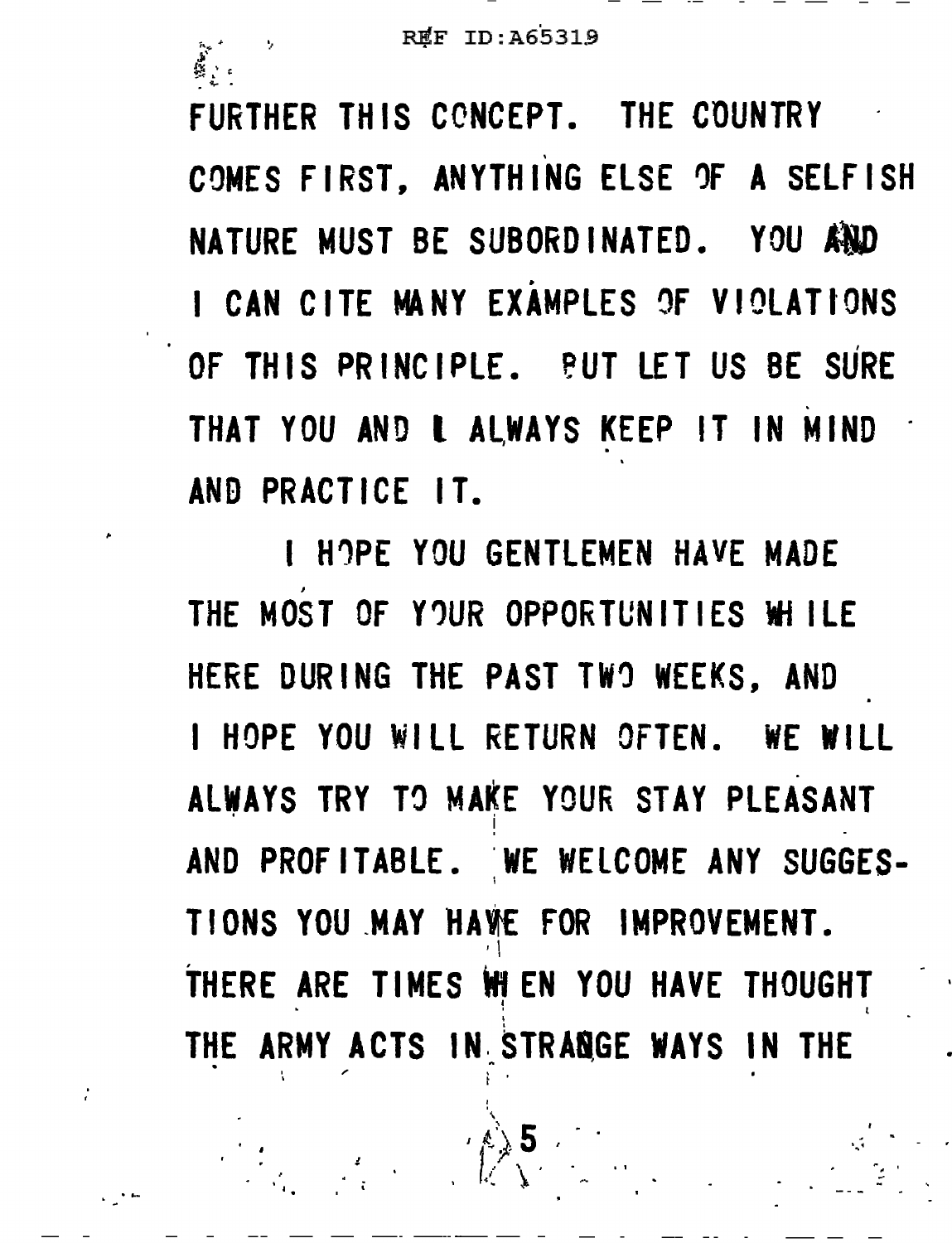FURTHER THIS CONCEPT. THE COUNTRY COMES FIRST, ANYTHING ELSE OF A SELFISH NATURE MUST BE SUBORDINATED. YOU AND I CAN CITE MANY EXAMPLES OF VIOLATIONS OF THIS PRINCIPLE. BUT LET US BE SURE THAT YOU AND I ALWAYS KEEP IT IN MIND AND PRACTICE IT.

I HOPE YOU GENTLEMEN HAVE MADE THE MOST OF YOUR OPPORTUNITIES WHILE HERE DURING THE PAST TWO WEEKS, AND I HOPE YOU WILL RETURN OFTEN. WE WILL ALWAYS TRY TO MAKE YOUR STAY PLEASANT AND PROFITABLE. WE WELCOME ANY SUGGESTIONS YOU MAY HAVE FOR IMPROVEMENT. THERE ARE TIMES WHEN YOU HAVE THOUGHT THE ARMY ACTS IN STRANGE WAYS IN THE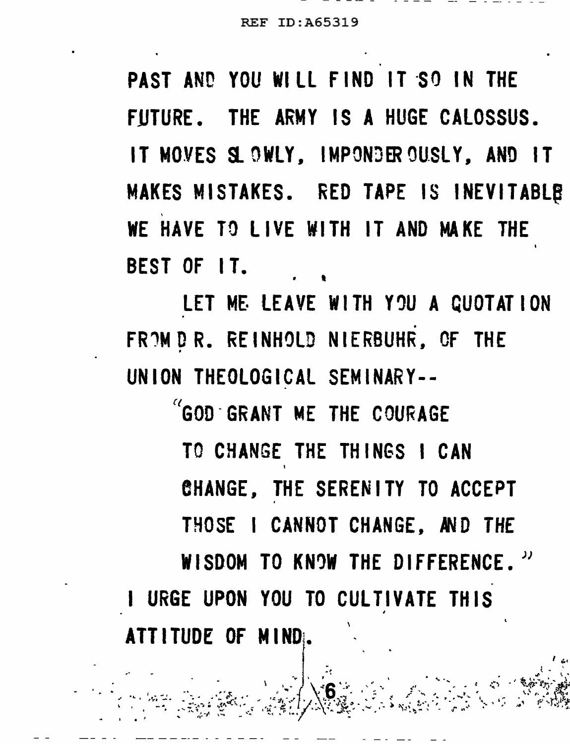PAST AND YOU WILL FIND IT SO IN THE FUTURE. THE ARMY IS A HUGE CALOSSUS. IT MOVES SLOWLY, IMPONDEROUSLY, AND IT MAKES MISTAKES. RED TAPE IS INEVITABLE WE HAVE TO LIVE WITH IT AND MAKE THE BEST OF IT.

LET ME LEAVE WITH YOU A QUOTATION FROM DR. REINHOLD NIERBUHR, OF THE UNION THEOLOGICAL SEMINARY--

> "GOD GRANT ME THE COURAGE
> TO CHANGE THE THINGS I CAN
> CHANGE, THE SERENITY TO ACCEPT
> THOSE I CANNOT CHANGE, AND THE
> WISDOM TO KNOW THE DIFFERENCE."

I URGE UPON YOU TO CULTIVATE THIS ATTITUDE OF MIND.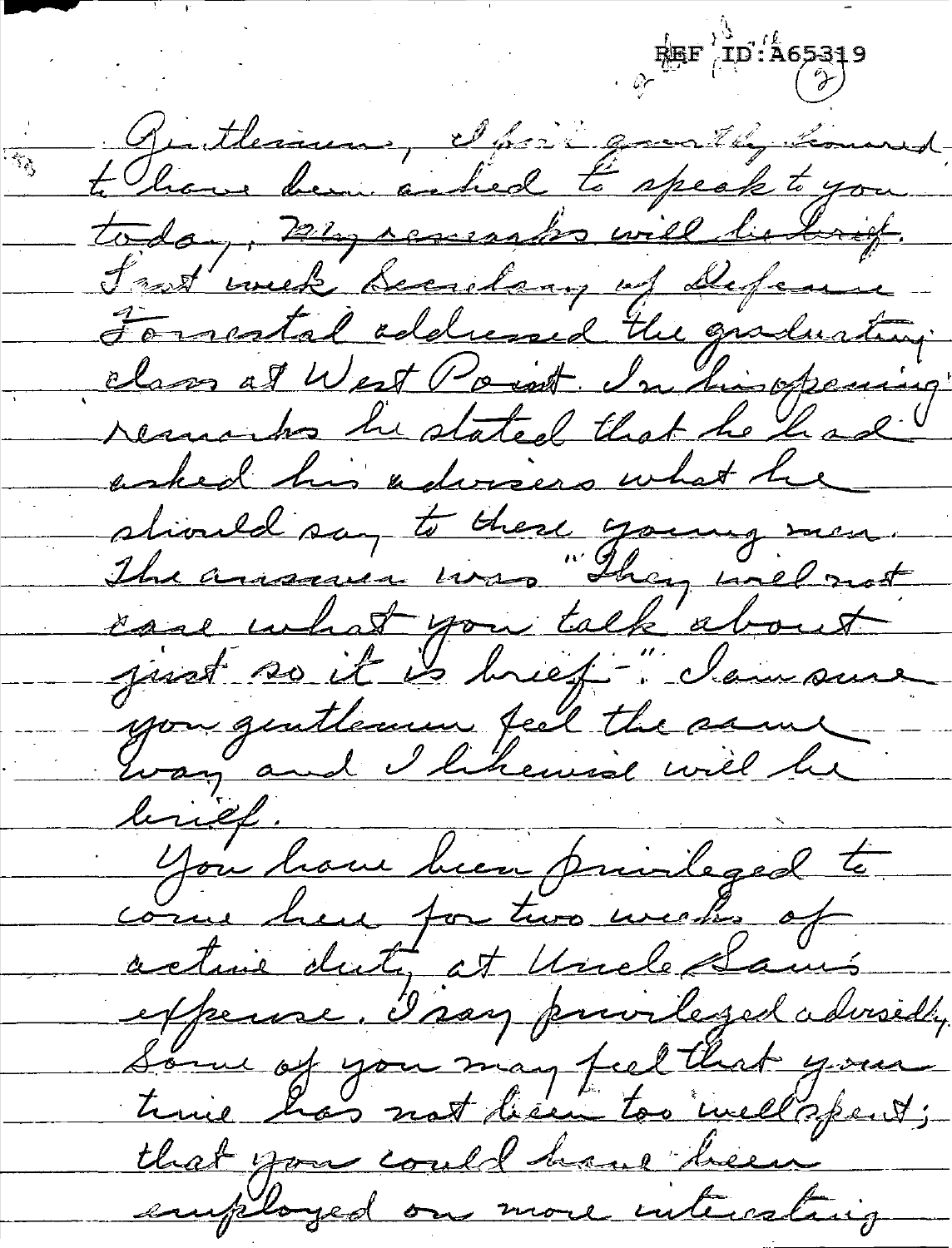REF ID:A65319

(2)

Gentlemen, I feel greatly honored to have been asked to speak to you today. ~~My remarks will be brief.~~ Last week Secretary of Defense Forrestal addressed the graduating class at West Point. In his opening remarks he stated that he had asked his advisers what he should say to these young men. The answer was "They will not care what you talk about just so it is brief". I am sure you gentlemen feel the same way and I likewise will be brief.

You have been privileged to come here for two weeks of active duty at Uncle Sam's expense. I say privileged advisedly. Some of you may feel that your time has not been too well spent; that you could have been employed on more interesting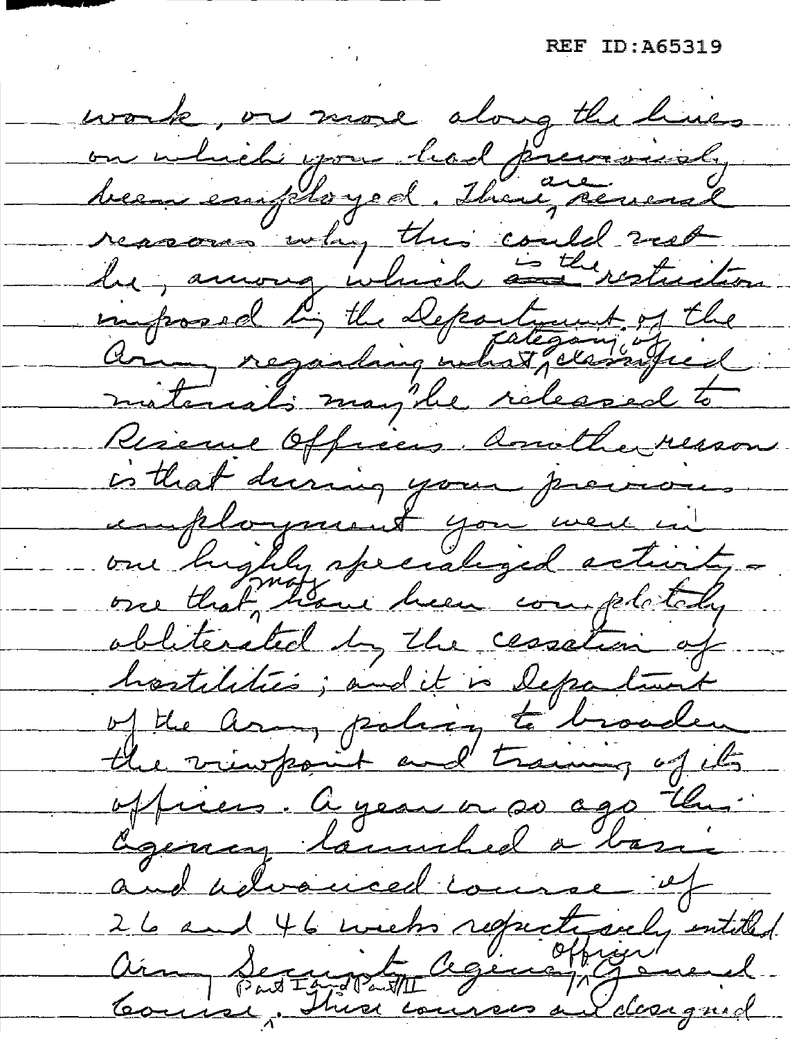work, or more along the lines on which you had previously been employed. There are several reasons why this could not be, among which is the restriction imposed by the Department of the Army regarding what category of classified materials may be released to Reserve Officers. Another reason is that during your previous employment you were in one highly specialized activity - one that may have been completely obliterated by the cessation of hostilities; and it is Department of the Army policy to broaden the viewpoint and training of its officers. A year or so ago this Agency launched a basic and advanced course of 26 and 46 weeks respectively entitled Army Security Agency Officer General Course, Part I and Part II. These courses are designed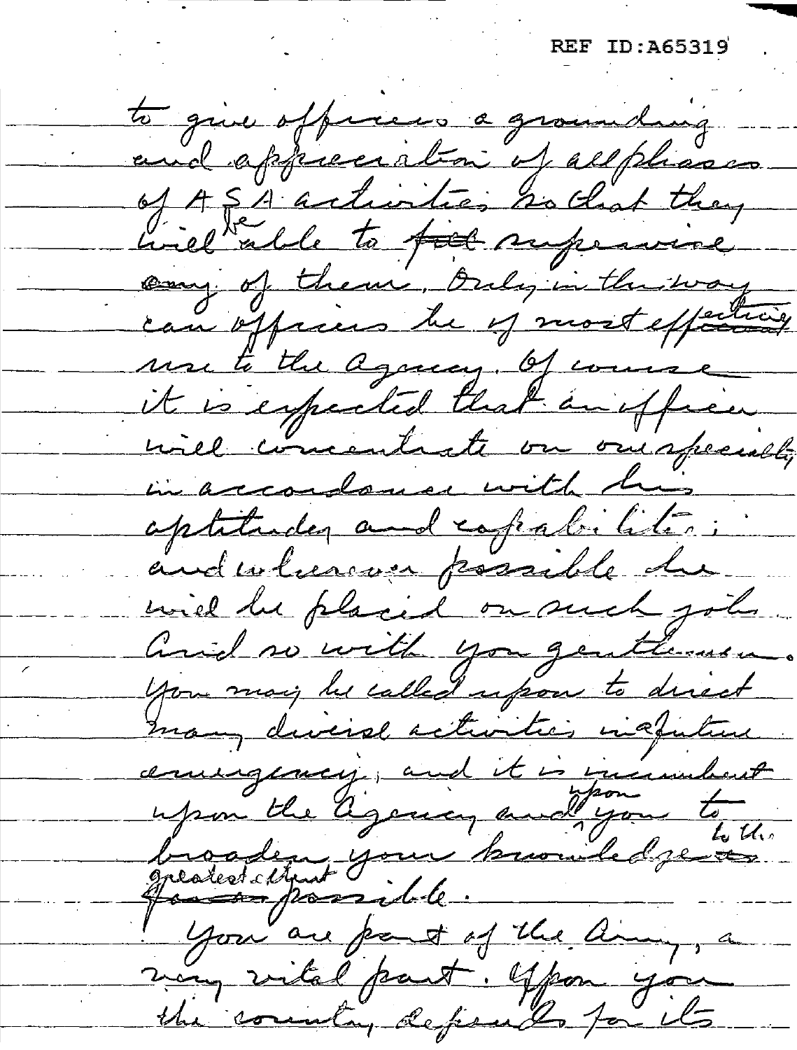to give officers a grounding and appreciation of all phases of ASA activities so that they will be able to supervise any of them. Only in this way can officers be of most effective use to the Agency. Of course it is expected that an officer will concentrate on one specialty in accordance with his aptitudes and capabilities; and whenever possible he will be placed on such jobs. And so with you gentlemen. You may be called upon to direct many diverse activities in a future emergency; and it is incumbent upon the Agency and upon you to broaden your knowledge to the greatest extent possible.

You are part of the Army, a very vital part. Upon you the country depends for its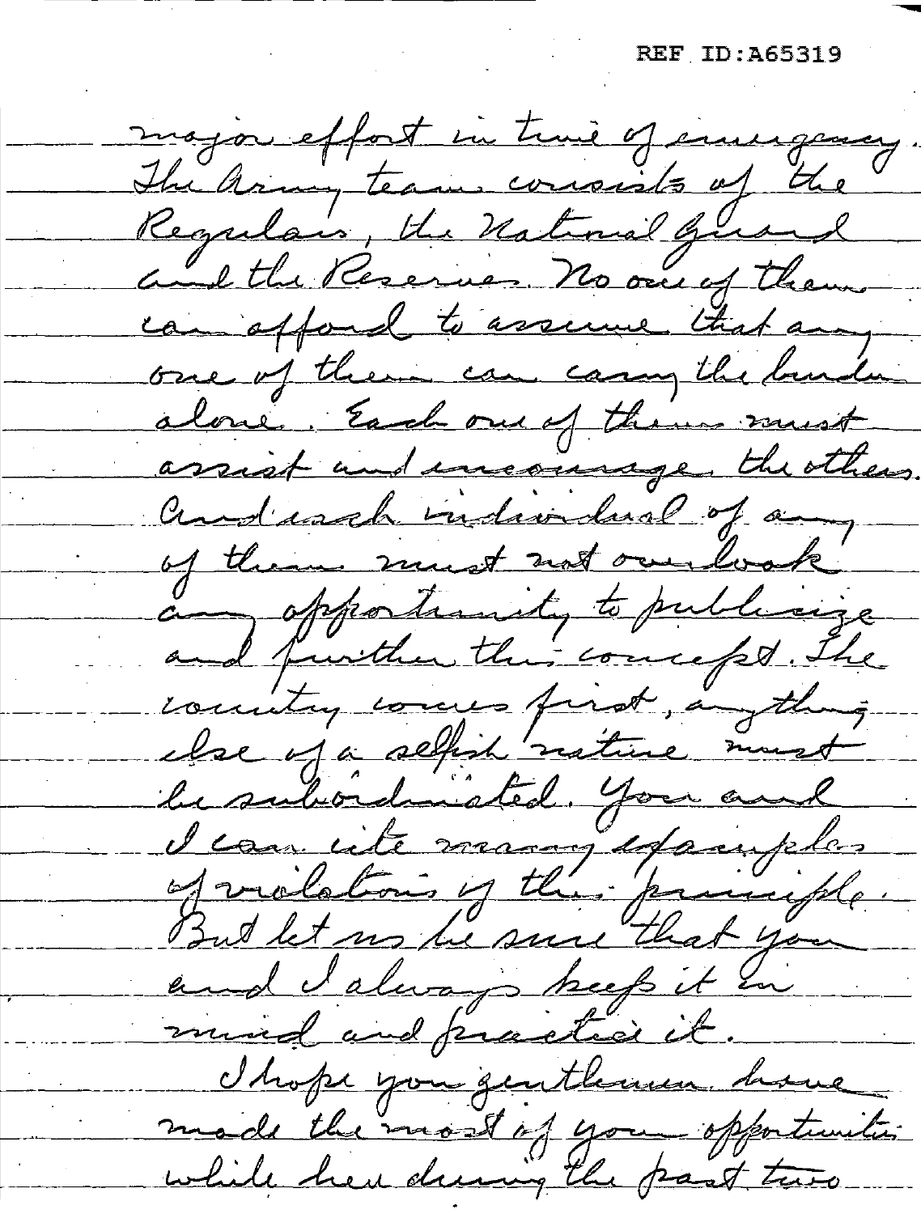major effort in time of emergency. The Army team consists of the Regulars, the National Guard and the Reserves. No one of them can afford to assume that any one of them can carry the burden alone. Each one of them must assist and encourage the others. And each individual of any of them must not overlook any opportunity to publicize and further this concept. The country comes first, anything else of a selfish nature must be subordinated. You and I can cite many examples of violations of this principle. But let us be sure that you and I always keep it in mind and practice it.

I hope you gentlemen have made the most of your opportunities while here during the past two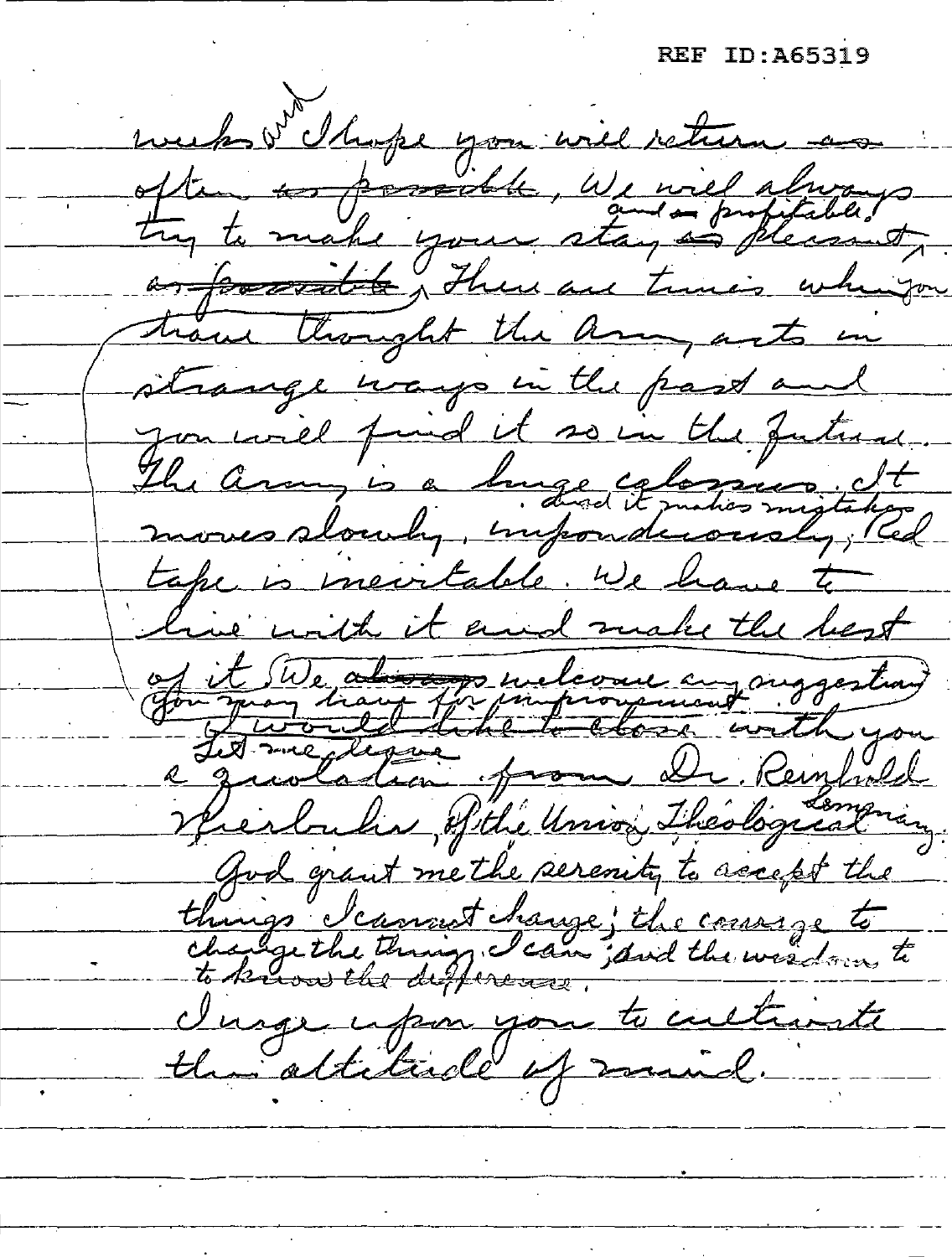REF ID:A65319

weeks and I hope you will return as often as possible. We will always try to make your stay as pleasant and as profitable as possible. There are times when you have thought the Army acts in strange ways in the past and you will find it so in the future. The Army is a huge colossus. It moves slowly, unponderously, and it makes mistakes; Red tape is inevitable. We have to live with it and make the best of it. We always welcome any suggestion you may have for improvement. I would like to close with you Let me leave a quotation from Dr. Reinhold Niebuhr, of the Union Theological Seminary.

God grant me the serenity to accept the things I cannot change; the courage to change the things I can; and the wisdom to to know the difference.

I urge upon you to cultivate this attitude of mind.